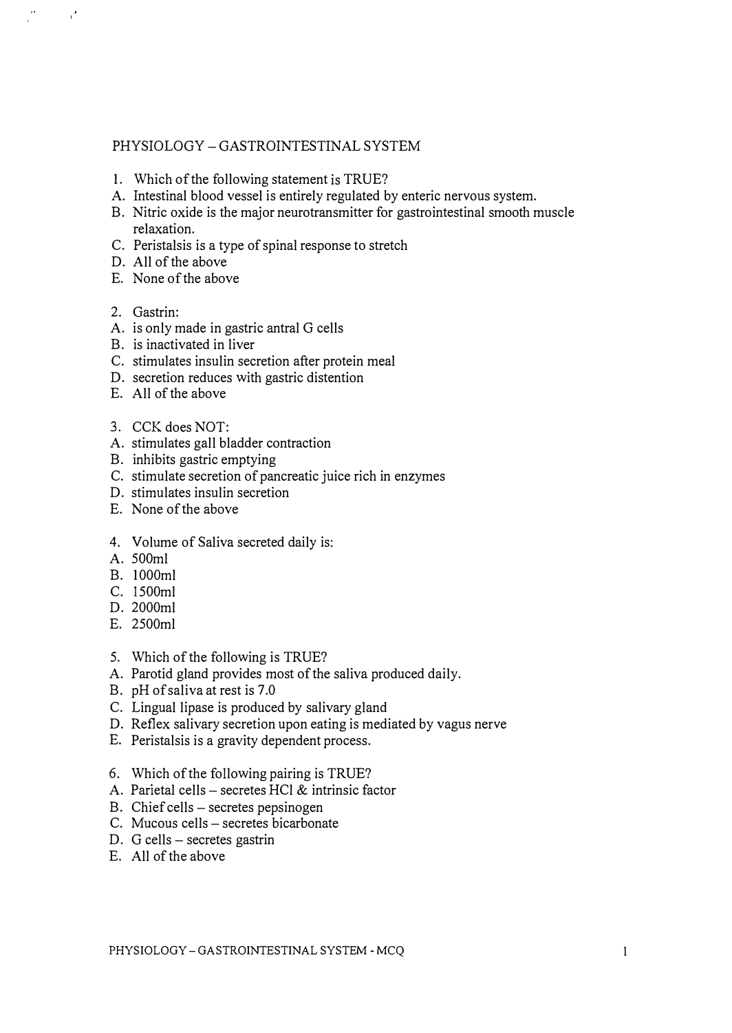# PHYSIOLOGY – GASTROINTESTINAL SYSTEM

1. Which of the following statement is TRUE?
   A. Intestinal blood vessel is entirely regulated by enteric nervous system.
   B. Nitric oxide is the major neurotransmitter for gastrointestinal smooth muscle relaxation.
   C. Peristalsis is a type of spinal response to stretch
   D. All of the above
   E. None of the above

2. Gastrin:
   A. is only made in gastric antral G cells
   B. is inactivated in liver
   C. stimulates insulin secretion after protein meal
   D. secretion reduces with gastric distention
   E. All of the above

3. CCK does NOT:
   A. stimulates gall bladder contraction
   B. inhibits gastric emptying
   C. stimulate secretion of pancreatic juice rich in enzymes
   D. stimulates insulin secretion
   E. None of the above

4. Volume of Saliva secreted daily is:
   A. 500ml
   B. 1000ml
   C. 1500ml
   D. 2000ml
   E. 2500ml

5. Which of the following is TRUE?
   A. Parotid gland provides most of the saliva produced daily.
   B. pH of saliva at rest is 7.0
   C. Lingual lipase is produced by salivary gland
   D. Reflex salivary secretion upon eating is mediated by vagus nerve
   E. Peristalsis is a gravity dependent process.

6. Which of the following pairing is TRUE?
   A. Parietal cells – secretes HCl & intrinsic factor
   B. Chief cells – secretes pepsinogen
   C. Mucous cells – secretes bicarbonate
   D. G cells – secretes gastrin
   E. All of the above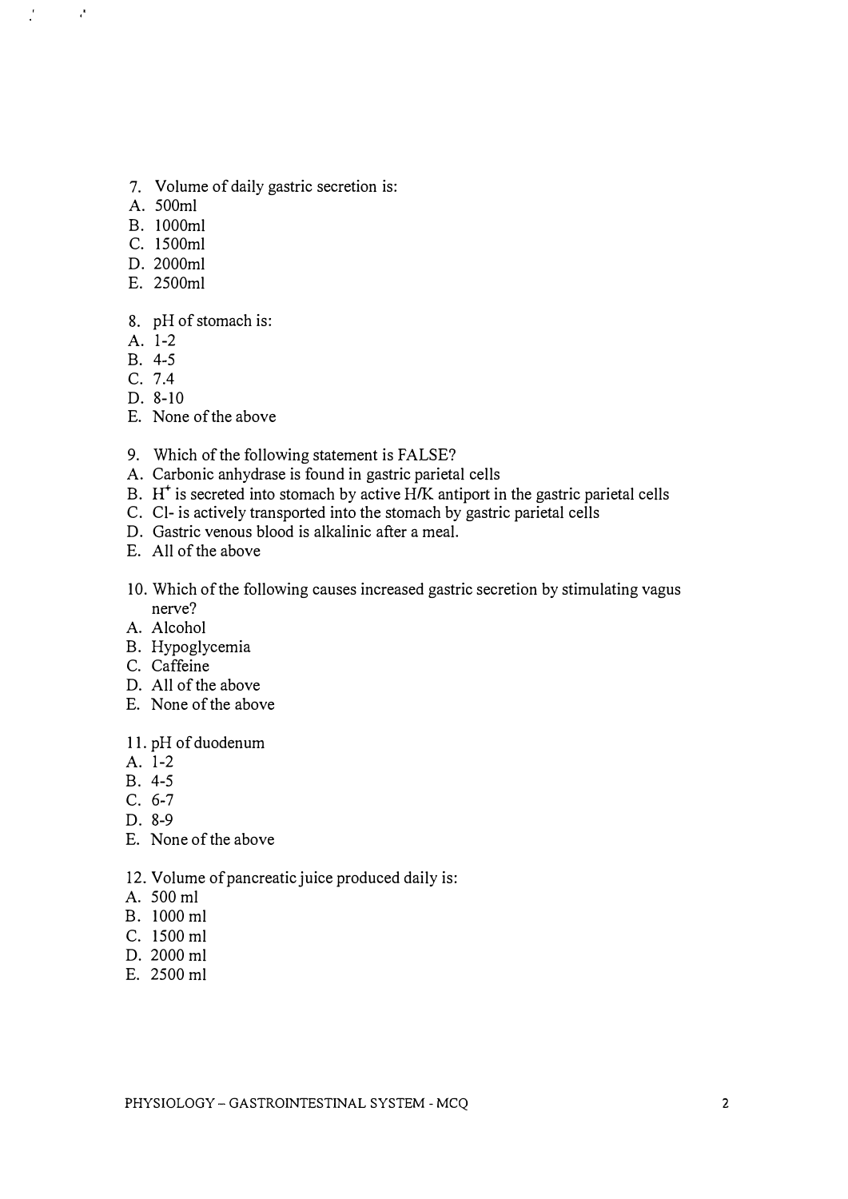7. Volume of daily gastric secretion is:
A. 500ml
B. 1000ml
C. 1500ml
D. 2000ml
E. 2500ml

8. pH of stomach is:
A. 1-2
B. 4-5
C. 7.4
D. 8-10
E. None of the above

9. Which of the following statement is FALSE?
A. Carbonic anhydrase is found in gastric parietal cells
B. $H^+$ is secreted into stomach by active H/K antiport in the gastric parietal cells
C. Cl- is actively transported into the stomach by gastric parietal cells
D. Gastric venous blood is alkalinic after a meal.
E. All of the above

10. Which of the following causes increased gastric secretion by stimulating vagus nerve?
A. Alcohol
B. Hypoglycemia
C. Caffeine
D. All of the above
E. None of the above

11. pH of duodenum
A. 1-2
B. 4-5
C. 6-7
D. 8-9
E. None of the above

12. Volume of pancreatic juice produced daily is:
A. 500 ml
B. 1000 ml
C. 1500 ml
D. 2000 ml
E. 2500 ml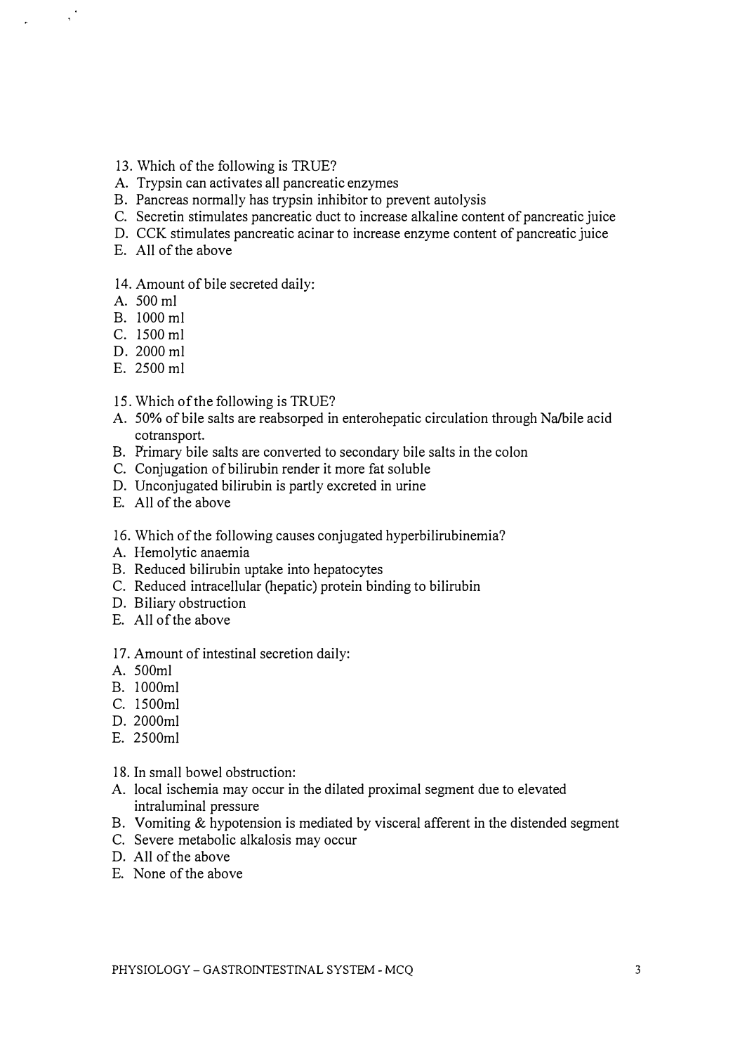13. Which of the following is TRUE?

A. Trypsin can activates all pancreatic enzymes
B. Pancreas normally has trypsin inhibitor to prevent autolysis
C. Secretin stimulates pancreatic duct to increase alkaline content of pancreatic juice
D. CCK stimulates pancreatic acinar to increase enzyme content of pancreatic juice
E. All of the above

14. Amount of bile secreted daily:

A. 500 ml
B. 1000 ml
C. 1500 ml
D. 2000 ml
E. 2500 ml

15. Which of the following is TRUE?

A. 50% of bile salts are reabsorped in enterohepatic circulation through Na/bile acid cotransport.
B. Primary bile salts are converted to secondary bile salts in the colon
C. Conjugation of bilirubin render it more fat soluble
D. Unconjugated bilirubin is partly excreted in urine
E. All of the above

16. Which of the following causes conjugated hyperbilirubinemia?

A. Hemolytic anaemia
B. Reduced bilirubin uptake into hepatocytes
C. Reduced intracellular (hepatic) protein binding to bilirubin
D. Biliary obstruction
E. All of the above

17. Amount of intestinal secretion daily:

A. 500ml
B. 1000ml
C. 1500ml
D. 2000ml
E. 2500ml

18. In small bowel obstruction:

A. local ischemia may occur in the dilated proximal segment due to elevated intraluminal pressure
B. Vomiting & hypotension is mediated by visceral afferent in the distended segment
C. Severe metabolic alkalosis may occur
D. All of the above
E. None of the above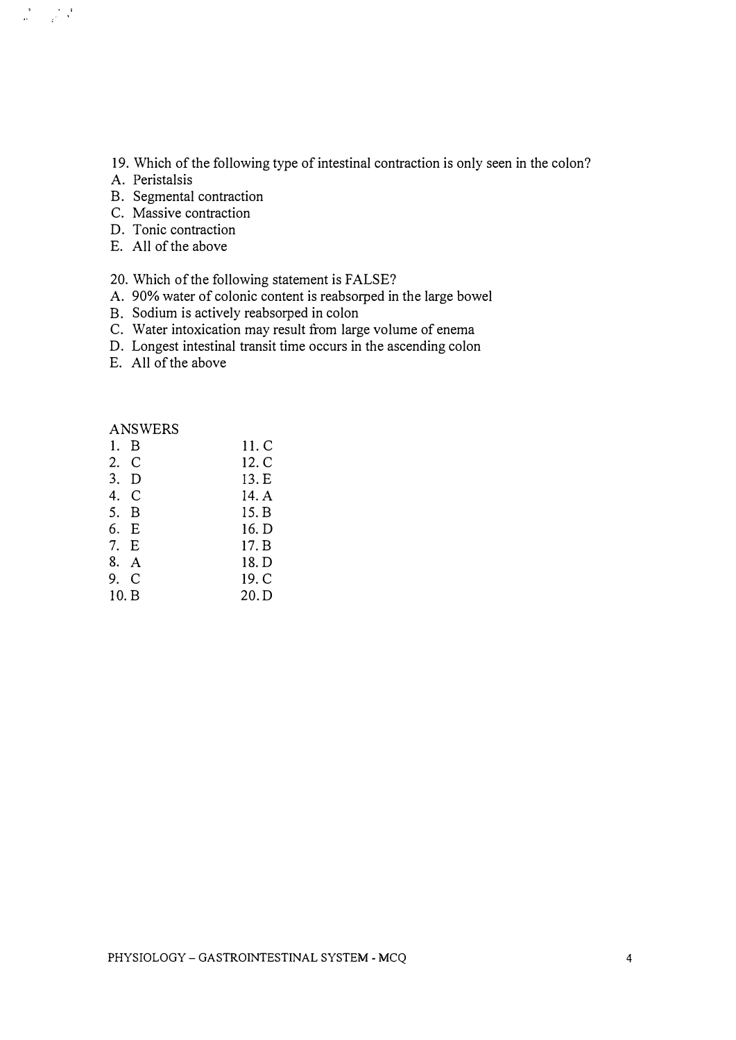19. Which of the following type of intestinal contraction is only seen in the colon?

A. Peristalsis
B. Segmental contraction
C. Massive contraction
D. Tonic contraction
E. All of the above

20. Which of the following statement is FALSE?

A. 90% water of colonic content is reabsorped in the large bowel
B. Sodium is actively reabsorped in colon
C. Water intoxication may result from large volume of enema
D. Longest intestinal transit time occurs in the ascending colon
E. All of the above

ANSWERS

| | |
|---|---|
| 1. B | 11. C |
| 2. C | 12. C |
| 3. D | 13. E |
| 4. C | 14. A |
| 5. B | 15. B |
| 6. E | 16. D |
| 7. E | 17. B |
| 8. A | 18. D |
| 9. C | 19. C |
| 10. B | 20. D |